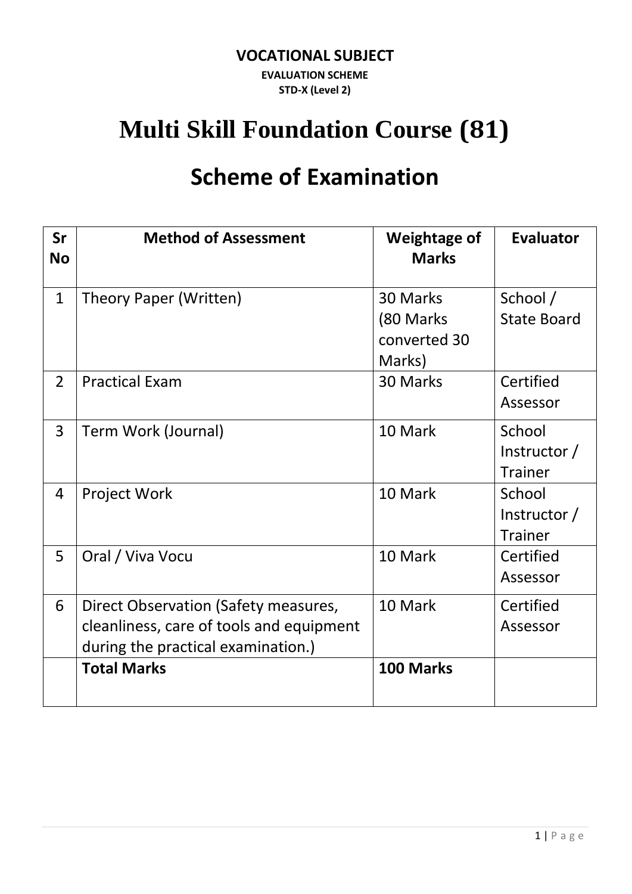**VOCATIONAL SUBJECT**

**EVALUATION SCHEME**

**STD-X (Level 2)**

# Multi Skill Foundation Course (81)

## Scheme of Examination

| Sr No | Method of Assessment | Weightage of Marks | Evaluator |
|---|---|---|---|
| 1 | Theory Paper (Written) | 30 Marks (80 Marks converted 30 Marks) | School / State Board |
| 2 | Practical Exam | 30 Marks | Certified Assessor |
| 3 | Term Work (Journal) | 10 Mark | School Instructor / Trainer |
| 4 | Project Work | 10 Mark | School Instructor / Trainer |
| 5 | Oral / Viva Vocu | 10 Mark | Certified Assessor |
| 6 | Direct Observation (Safety measures, cleanliness, care of tools and equipment during the practical examination.) | 10 Mark | Certified Assessor |
| | **Total Marks** | **100 Marks** | |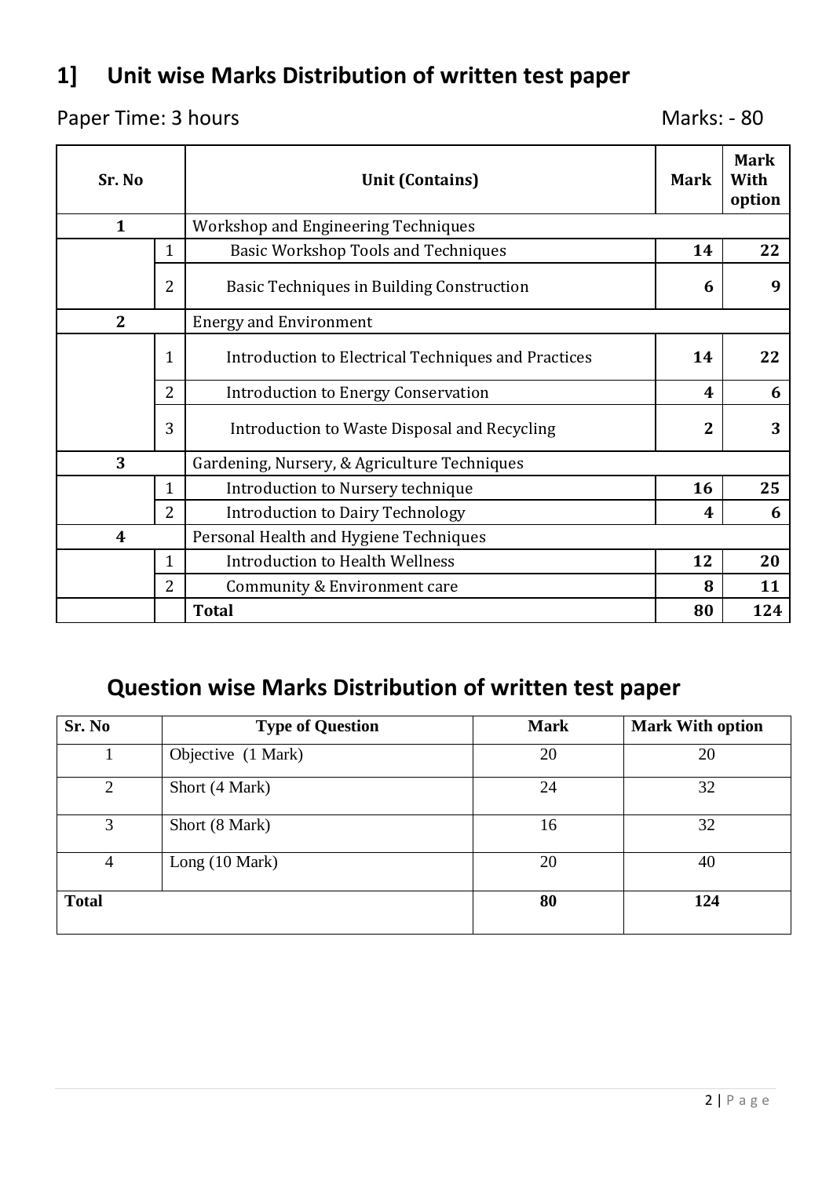## 1] Unit wise Marks Distribution of written test paper

Paper Time: 3 hours Marks: - 80

| Sr. No | | Unit (Contains) | Mark | Mark With option |
|---|---|---|---|---|
| 1 | | Workshop and Engineering Techniques | | |
| | 1 | Basic Workshop Tools and Techniques | **14** | **22** |
| | 2 | Basic Techniques in Building Construction | **6** | **9** |
| 2 | | Energy and Environment | | |
| | 1 | Introduction to Electrical Techniques and Practices | **14** | **22** |
| | 2 | Introduction to Energy Conservation | **4** | **6** |
| | 3 | Introduction to Waste Disposal and Recycling | **2** | **3** |
| 3 | | Gardening, Nursery, & Agriculture Techniques | | |
| | 1 | Introduction to Nursery technique | **16** | **25** |
| | 2 | Introduction to Dairy Technology | **4** | **6** |
| 4 | | Personal Health and Hygiene Techniques | | |
| | 1 | Introduction to Health Wellness | **12** | **20** |
| | 2 | Community & Environment care | **8** | **11** |
| | | **Total** | **80** | **124** |

## Question wise Marks Distribution of written test paper

| Sr. No | Type of Question | Mark | Mark With option |
|---|---|---|---|
| 1 | Objective (1 Mark) | 20 | 20 |
| 2 | Short (4 Mark) | 24 | 32 |
| 3 | Short (8 Mark) | 16 | 32 |
| 4 | Long (10 Mark) | 20 | 40 |
| **Total** | | **80** | **124** |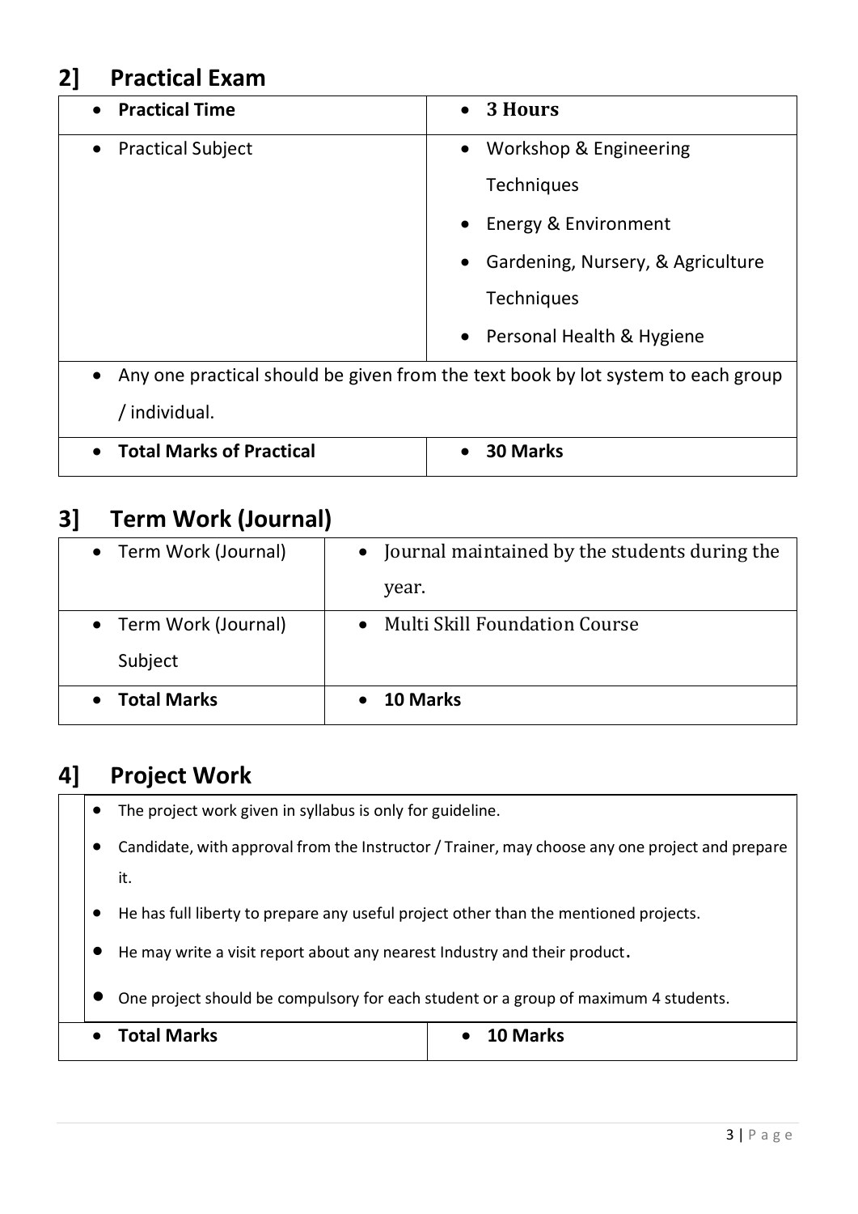## 2] Practical Exam

| | |
|---|---|
| • **Practical Time** | • **3 Hours** |
| • Practical Subject | • Workshop & Engineering Techniques<br>• Energy & Environment<br>• Gardening, Nursery, & Agriculture Techniques<br>• Personal Health & Hygiene |
| • Any one practical should be given from the text book by lot system to each group / individual. | |
| • **Total Marks of Practical** | • **30 Marks** |

## 3] Term Work (Journal)

| | |
|---|---|
| • Term Work (Journal) | • Journal maintained by the students during the year. |
| • Term Work (Journal) Subject | • Multi Skill Foundation Course |
| • **Total Marks** | • **10 Marks** |

## 4] Project Work

- The project work given in syllabus is only for guideline.
- Candidate, with approval from the Instructor / Trainer, may choose any one project and prepare it.
- He has full liberty to prepare any useful project other than the mentioned projects.
- He may write a visit report about any nearest Industry and their product.
- One project should be compulsory for each student or a group of maximum 4 students.

| | |
|---|---|
| • **Total Marks** | • **10 Marks** |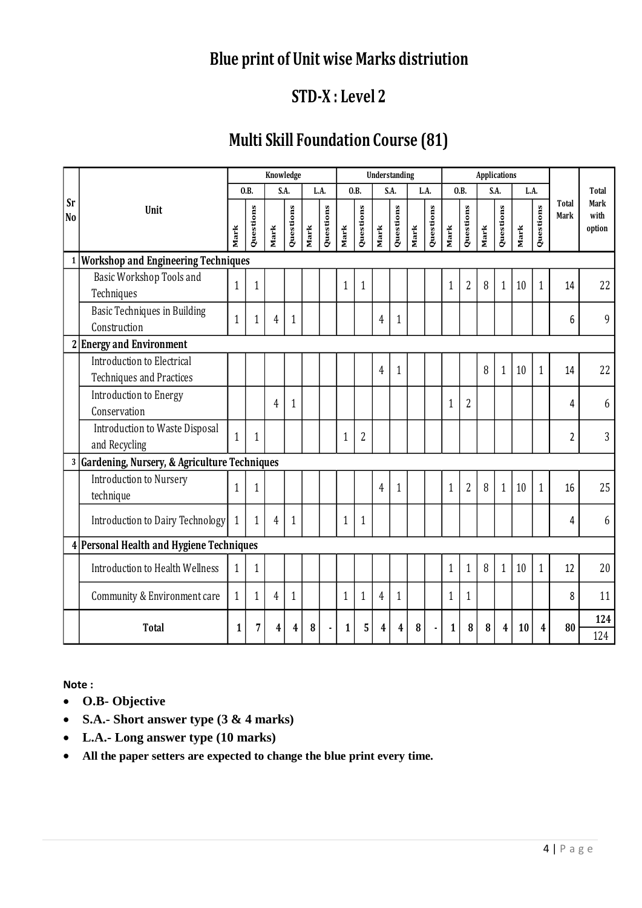# Blue print of Unit wise Marks distriution

## STD-X : Level 2

## Multi Skill Foundation Course (81)

| Sr No | Unit | Knowledge | | | | | | Understanding | | | | | | Applications | | | | | | Total Mark | Total Mark with option |
|---|---|---|---|---|---|---|---|---|---|---|---|---|---|---|---|---|---|---|---|---|---|
| | | O.B. | | S.A. | | L.A. | | O.B. | | S.A. | | L.A. | | O.B. | | S.A. | | L.A. | | | |
| | | Mark | Questions | Mark | Questions | Mark | Questions | Mark | Questions | Mark | Questions | Mark | Questions | Mark | Questions | Mark | Questions | Mark | Questions | | |
| 1 | **Workshop and Engineering Techniques** | | | | | | | | | | | | | | | | | | | | |
| | Basic Workshop Tools and Techniques | 1 | 1 | | | | | 1 | 1 | | | | | 1 | 2 | 8 | 1 | 10 | 1 | 14 | 22 |
| | Basic Techniques in Building Construction | 1 | 1 | 4 | 1 | | | | | 4 | 1 | | | | | | | | | 6 | 9 |
| 2 | **Energy and Environment** | | | | | | | | | | | | | | | | | | | | |
| | Introduction to Electrical Techniques and Practices | | | | | | | | | 4 | 1 | | | | | 8 | 1 | 10 | 1 | 14 | 22 |
| | Introduction to Energy Conservation | | | 4 | 1 | | | | | | | | | 1 | 2 | | | | | 4 | 6 |
| | Introduction to Waste Disposal and Recycling | 1 | 1 | | | | | 1 | 2 | | | | | | | | | | | 2 | 3 |
| 3 | **Gardening, Nursery, & Agriculture Techniques** | | | | | | | | | | | | | | | | | | | | |
| | Introduction to Nursery technique | 1 | 1 | | | | | | | 4 | 1 | | | 1 | 2 | 8 | 1 | 10 | 1 | 16 | 25 |
| | Introduction to Dairy Technology | 1 | 1 | 4 | 1 | | | 1 | 1 | | | | | | | | | | | 4 | 6 |
| 4 | **Personal Health and Hygiene Techniques** | | | | | | | | | | | | | | | | | | | | |
| | Introduction to Health Wellness | 1 | 1 | | | | | | | | | | | 1 | 1 | 8 | 1 | 10 | 1 | 12 | 20 |
| | Community & Environment care | 1 | 1 | 4 | 1 | | | 1 | 1 | 4 | 1 | | | 1 | 1 | | | | | 8 | 11 |
| | **Total** | **1** | **7** | **4** | **4** | **8** | **-** | **1** | **5** | **4** | **4** | **8** | **-** | **1** | **8** | **8** | **4** | **10** | **4** | **80** | **124** / 124 |

**Note :**

- **O.B- Objective**
- **S.A.- Short answer type (3 & 4 marks)**
- **L.A.- Long answer type (10 marks)**
- **All the paper setters are expected to change the blue print every time.**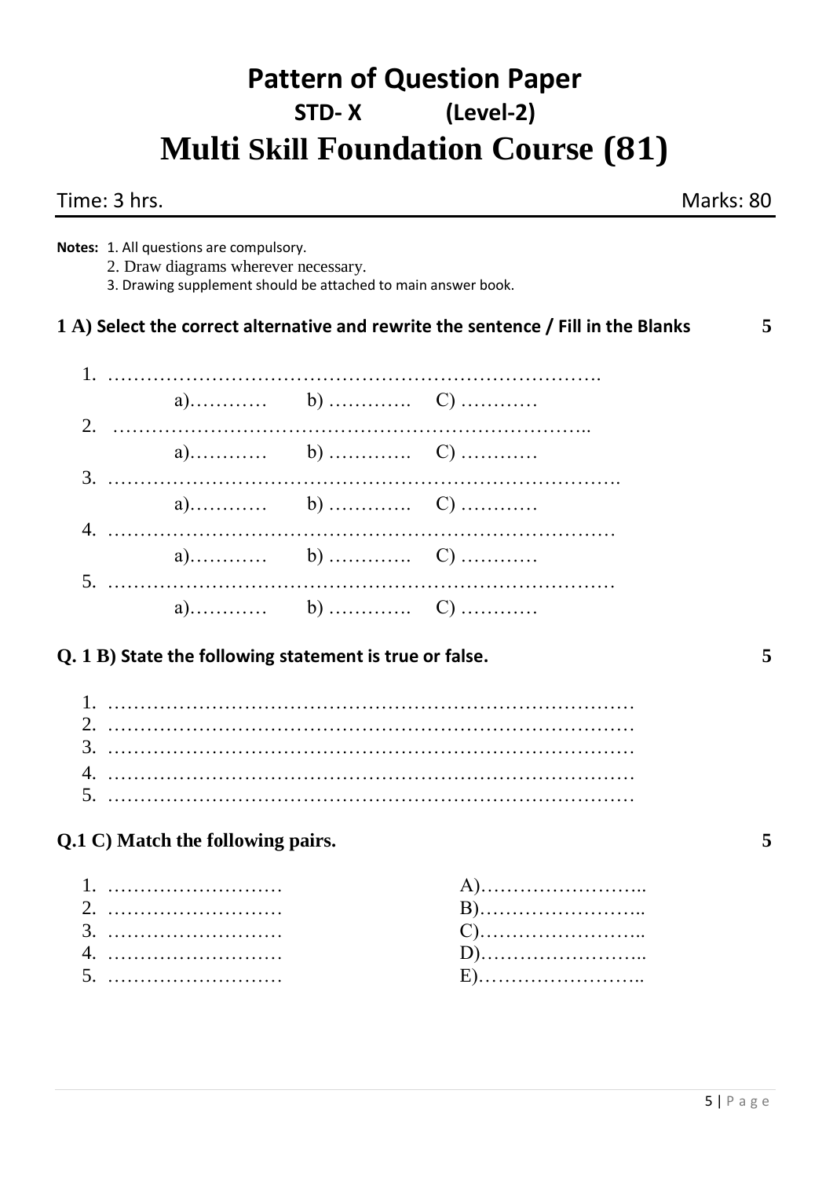# Pattern of Question Paper

## STD- X (Level-2)

# Multi Skill Foundation Course (81)

Time: 3 hrs. Marks: 80

**Notes:** 1. All questions are compulsory.
2. Draw diagrams wherever necessary.
3. Drawing supplement should be attached to main answer book.

### 1 A) Select the correct alternative and rewrite the sentence / Fill in the Blanks 5

1. ……………………………………………………………………….
   a)………… b) …………. C) …………
2. ……………………………………………………………………..
   a)………… b) …………. C) …………
3. ……………………………………………………………………….
   a)………… b) …………. C) …………
4. ………………………………………………………………………
   a)………… b) …………. C) …………
5. ………………………………………………………………………
   a)………… b) …………. C) …………

### Q. 1 B) State the following statement is true or false. 5

1. ………………………………………………………………………
2. ………………………………………………………………………
3. ………………………………………………………………………
4. ………………………………………………………………………
5. ………………………………………………………………………

### Q.1 C) Match the following pairs. 5

| | |
|---|---|
| 1. ……………………… | A)…………………….. |
| 2. ……………………… | B)…………………….. |
| 3. ……………………… | C)…………………….. |
| 4. ……………………… | D)…………………….. |
| 5. ……………………… | E)…………………….. |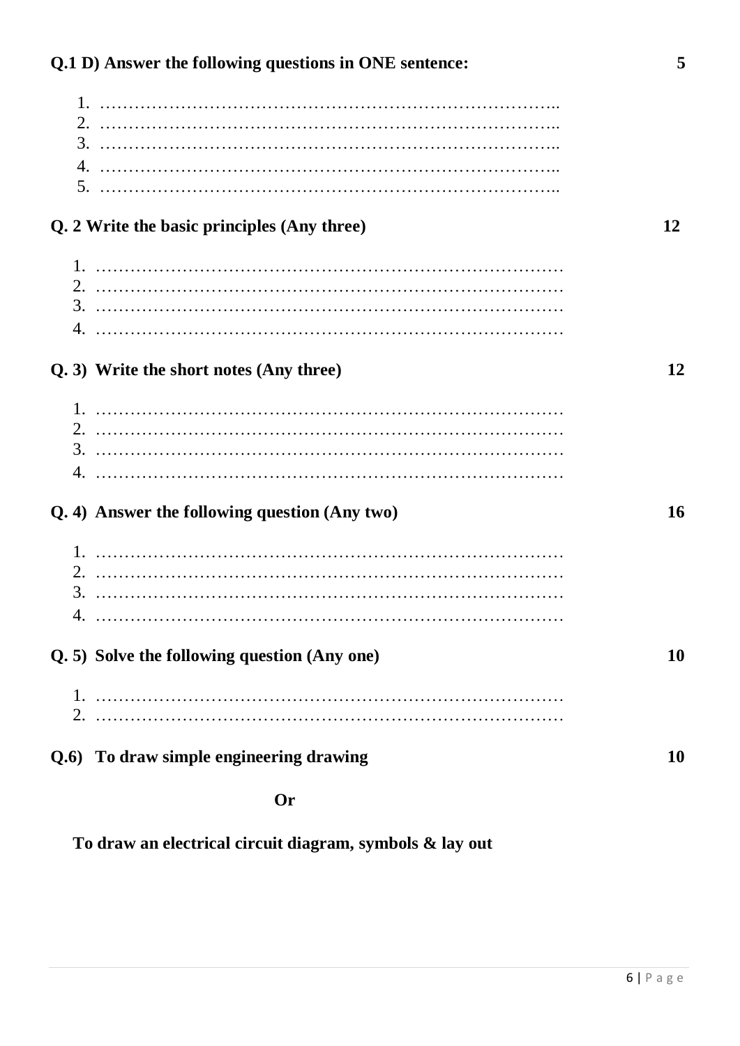**Q.1 D) Answer the following questions in ONE sentence:** **5**

1. ………………………………………………………………………..
2. ………………………………………………………………………..
3. ………………………………………………………………………..
4. ………………………………………………………………………..
5. ………………………………………………………………………..

**Q. 2 Write the basic principles (Any three)** **12**

1. ……………………………………………………………………….
2. ……………………………………………………………………….
3. ……………………………………………………………………….
4. ……………………………………………………………………….

**Q. 3) Write the short notes (Any three)** **12**

1. ……………………………………………………………………….
2. ……………………………………………………………………….
3. ……………………………………………………………………….
4. ……………………………………………………………………….

**Q. 4) Answer the following question (Any two)** **16**

1. ……………………………………………………………………….
2. ……………………………………………………………………….
3. ……………………………………………………………………….
4. ……………………………………………………………………….

**Q. 5) Solve the following question (Any one)** **10**

1. ……………………………………………………………………….
2. ……………………………………………………………………….

**Q.6) To draw simple engineering drawing** **10**

**Or**

**To draw an electrical circuit diagram, symbols & lay out**